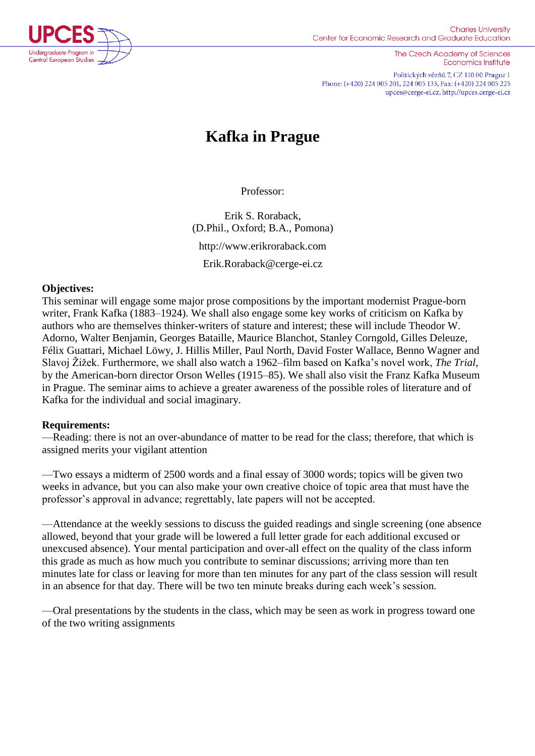UPCES Undergraduate Program in Central European Studies

Charles University
Center for Economic Research and Graduate Education

The Czech Academy of Sciences
Economics Institute

Politických vězňů 7, CZ 110 00 Prague 1
Phone: (+420) 224 005 201, 224 005 133, Fax: (+420) 224 005 225
upces@cerge-ei.cz, http://upces.cerge-ei.cz

# Kafka in Prague

Professor:

Erik S. Roraback,
(D.Phil., Oxford; B.A., Pomona)

http://www.erikroraback.com

Erik.Roraback@cerge-ei.cz

**Objectives:**
This seminar will engage some major prose compositions by the important modernist Prague-born writer, Frank Kafka (1883–1924). We shall also engage some key works of criticism on Kafka by authors who are themselves thinker-writers of stature and interest; these will include Theodor W. Adorno, Walter Benjamin, Georges Bataille, Maurice Blanchot, Stanley Corngold, Gilles Deleuze, Félix Guattari, Michael Löwy, J. Hillis Miller, Paul North, David Foster Wallace, Benno Wagner and Slavoj Žižek. Furthermore, we shall also watch a 1962–film based on Kafka's novel work, *The Trial*, by the American-born director Orson Welles (1915–85). We shall also visit the Franz Kafka Museum in Prague. The seminar aims to achieve a greater awareness of the possible roles of literature and of Kafka for the individual and social imaginary.

**Requirements:**
—Reading: there is not an over-abundance of matter to be read for the class; therefore, that which is assigned merits your vigilant attention

—Two essays a midterm of 2500 words and a final essay of 3000 words; topics will be given two weeks in advance, but you can also make your own creative choice of topic area that must have the professor's approval in advance; regrettably, late papers will not be accepted.

—Attendance at the weekly sessions to discuss the guided readings and single screening (one absence allowed, beyond that your grade will be lowered a full letter grade for each additional excused or unexcused absence). Your mental participation and over-all effect on the quality of the class inform this grade as much as how much you contribute to seminar discussions; arriving more than ten minutes late for class or leaving for more than ten minutes for any part of the class session will result in an absence for that day. There will be two ten minute breaks during each week's session.

—Oral presentations by the students in the class, which may be seen as work in progress toward one of the two writing assignments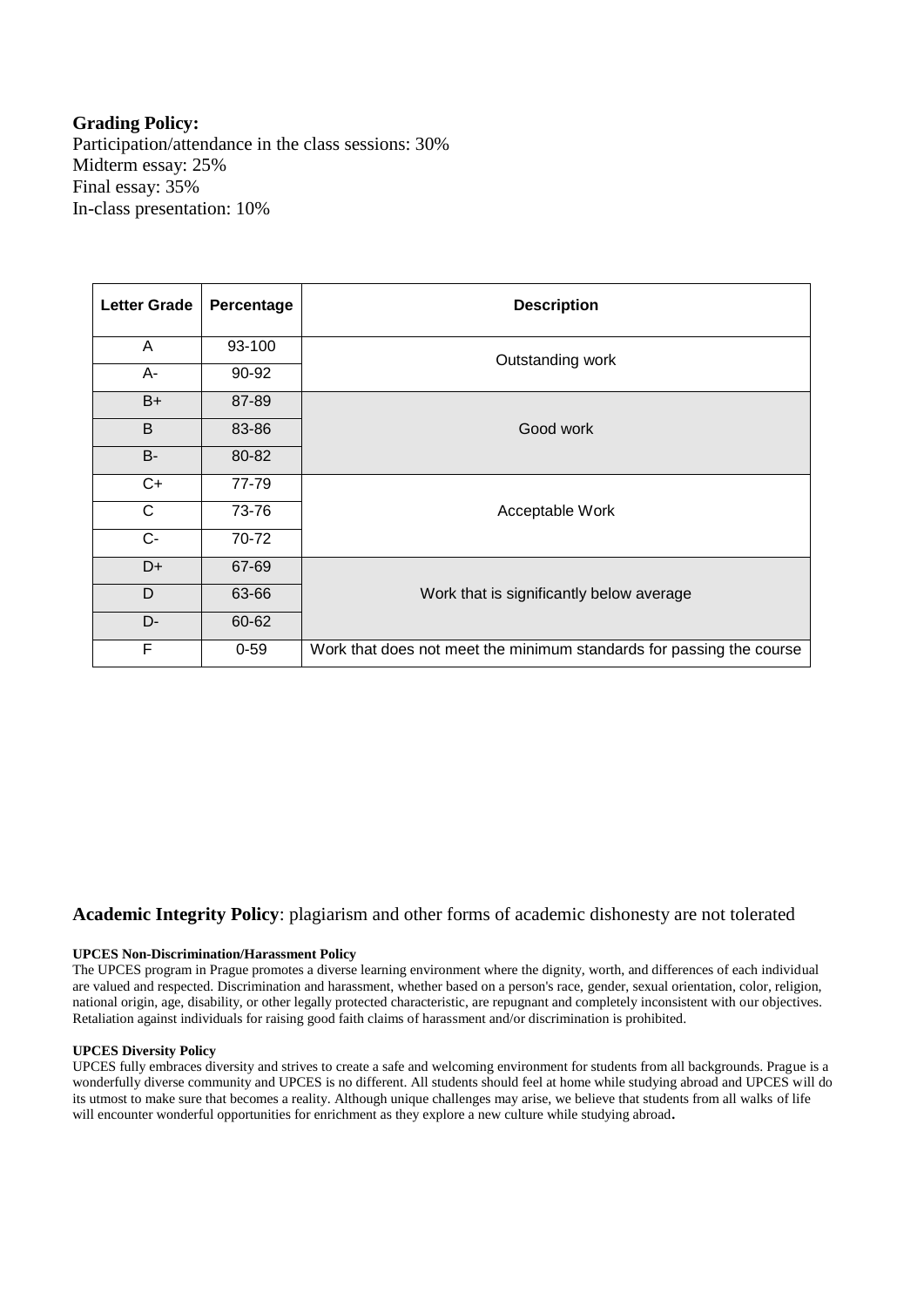**Grading Policy:**
Participation/attendance in the class sessions: 30%
Midterm essay: 25%
Final essay: 35%
In-class presentation: 10%

| Letter Grade | Percentage | Description |
|---|---|---|
| A | 93-100 | Outstanding work |
| A- | 90-92 | |
| B+ | 87-89 | Good work |
| B | 83-86 | |
| B- | 80-82 | |
| C+ | 77-79 | Acceptable Work |
| C | 73-76 | |
| C- | 70-72 | |
| D+ | 67-69 | Work that is significantly below average |
| D | 63-66 | |
| D- | 60-62 | |
| F | 0-59 | Work that does not meet the minimum standards for passing the course |

**Academic Integrity Policy**: plagiarism and other forms of academic dishonesty are not tolerated

**UPCES Non-Discrimination/Harassment Policy**

The UPCES program in Prague promotes a diverse learning environment where the dignity, worth, and differences of each individual are valued and respected. Discrimination and harassment, whether based on a person's race, gender, sexual orientation, color, religion, national origin, age, disability, or other legally protected characteristic, are repugnant and completely inconsistent with our objectives. Retaliation against individuals for raising good faith claims of harassment and/or discrimination is prohibited.

**UPCES Diversity Policy**

UPCES fully embraces diversity and strives to create a safe and welcoming environment for students from all backgrounds. Prague is a wonderfully diverse community and UPCES is no different. All students should feel at home while studying abroad and UPCES will do its utmost to make sure that becomes a reality. Although unique challenges may arise, we believe that students from all walks of life will encounter wonderful opportunities for enrichment as they explore a new culture while studying abroad.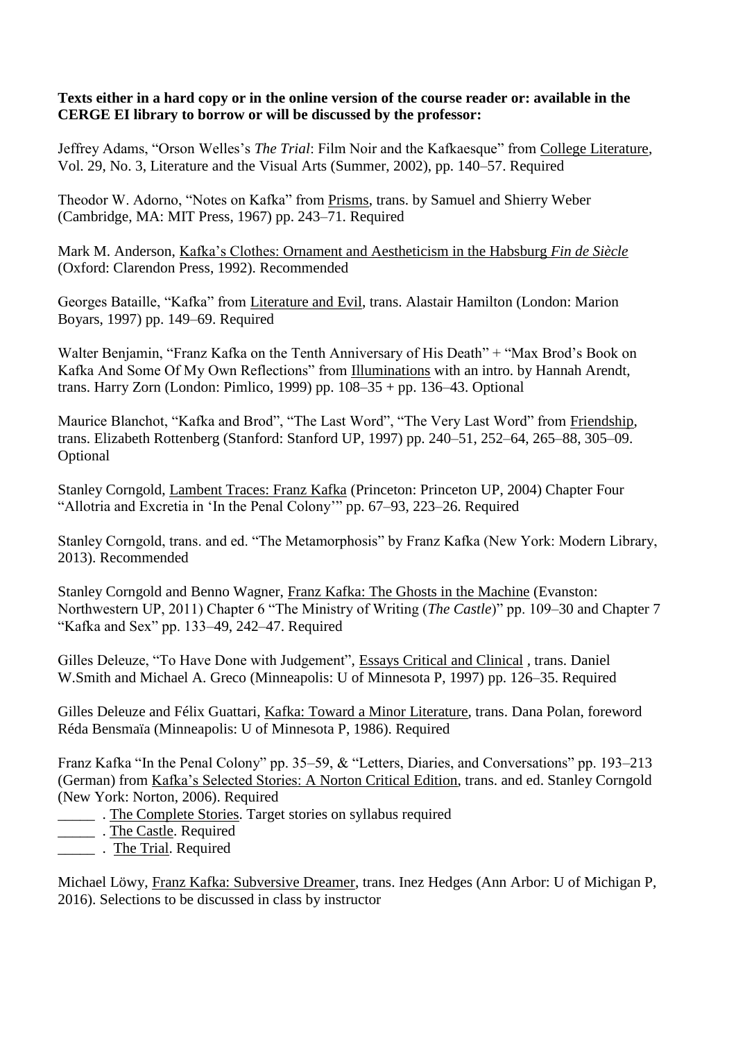**Texts either in a hard copy or in the online version of the course reader or: available in the CERGE EI library to borrow or will be discussed by the professor:**

Jeffrey Adams, "Orson Welles's *The Trial*: Film Noir and the Kafkaesque" from College Literature, Vol. 29, No. 3, Literature and the Visual Arts (Summer, 2002), pp. 140–57. Required

Theodor W. Adorno, "Notes on Kafka" from Prisms, trans. by Samuel and Shierry Weber (Cambridge, MA: MIT Press, 1967) pp. 243–71. Required

Mark M. Anderson, Kafka's Clothes: Ornament and Aestheticism in the Habsburg *Fin de Siècle* (Oxford: Clarendon Press, 1992). Recommended

Georges Bataille, "Kafka" from Literature and Evil, trans. Alastair Hamilton (London: Marion Boyars, 1997) pp. 149–69. Required

Walter Benjamin, "Franz Kafka on the Tenth Anniversary of His Death" + "Max Brod's Book on Kafka And Some Of My Own Reflections" from Illuminations with an intro. by Hannah Arendt, trans. Harry Zorn (London: Pimlico, 1999) pp. 108–35 + pp. 136–43. Optional

Maurice Blanchot, "Kafka and Brod", "The Last Word", "The Very Last Word" from Friendship, trans. Elizabeth Rottenberg (Stanford: Stanford UP, 1997) pp. 240–51, 252–64, 265–88, 305–09. Optional

Stanley Corngold, Lambent Traces: Franz Kafka (Princeton: Princeton UP, 2004) Chapter Four "Allotria and Excretia in 'In the Penal Colony'" pp. 67–93, 223–26. Required

Stanley Corngold, trans. and ed. "The Metamorphosis" by Franz Kafka (New York: Modern Library, 2013). Recommended

Stanley Corngold and Benno Wagner, Franz Kafka: The Ghosts in the Machine (Evanston: Northwestern UP, 2011) Chapter 6 "The Ministry of Writing (*The Castle*)" pp. 109–30 and Chapter 7 "Kafka and Sex" pp. 133–49, 242–47. Required

Gilles Deleuze, "To Have Done with Judgement", Essays Critical and Clinical , trans. Daniel W.Smith and Michael A. Greco (Minneapolis: U of Minnesota P, 1997) pp. 126–35. Required

Gilles Deleuze and Félix Guattari, Kafka: Toward a Minor Literature, trans. Dana Polan, foreword Réda Bensmaïa (Minneapolis: U of Minnesota P, 1986). Required

Franz Kafka "In the Penal Colony" pp. 35–59, & "Letters, Diaries, and Conversations" pp. 193–213 (German) from Kafka's Selected Stories: A Norton Critical Edition, trans. and ed. Stanley Corngold (New York: Norton, 2006). Required

\_\_\_\_\_ . The Complete Stories. Target stories on syllabus required

\_\_\_\_\_ . The Castle. Required

\_\_\_\_\_ . The Trial. Required

Michael Löwy, Franz Kafka: Subversive Dreamer, trans. Inez Hedges (Ann Arbor: U of Michigan P, 2016). Selections to be discussed in class by instructor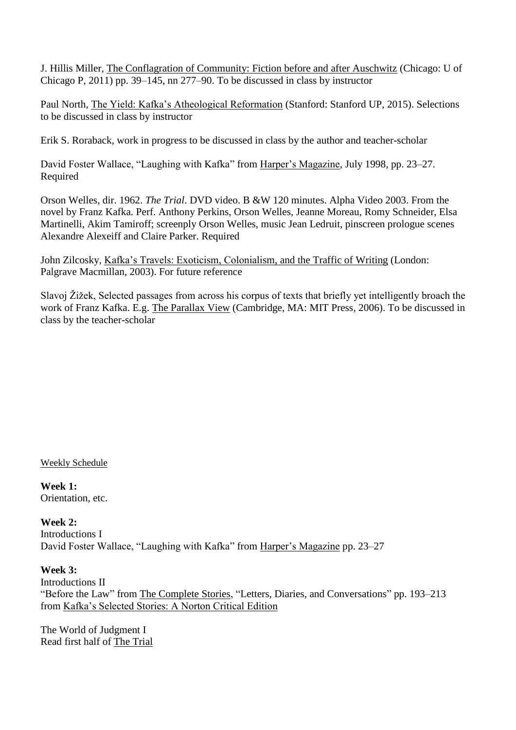J. Hillis Miller, The Conflagration of Community: Fiction before and after Auschwitz (Chicago: U of Chicago P, 2011) pp. 39–145, nn 277–90. To be discussed in class by instructor

Paul North, The Yield: Kafka's Atheological Reformation (Stanford: Stanford UP, 2015). Selections to be discussed in class by instructor

Erik S. Roraback, work in progress to be discussed in class by the author and teacher-scholar

David Foster Wallace, "Laughing with Kafka" from Harper's Magazine, July 1998, pp. 23–27. Required

Orson Welles, dir. 1962. *The Trial*. DVD video. B &W 120 minutes. Alpha Video 2003. From the novel by Franz Kafka. Perf. Anthony Perkins, Orson Welles, Jeanne Moreau, Romy Schneider, Elsa Martinelli, Akim Tamiroff; screenply Orson Welles, music Jean Ledruit, pinscreen prologue scenes Alexandre Alexeiff and Claire Parker. Required

John Zilcosky, Kafka's Travels: Exoticism, Colonialism, and the Traffic of Writing (London: Palgrave Macmillan, 2003). For future reference

Slavoj Žižek, Selected passages from across his corpus of texts that briefly yet intelligently broach the work of Franz Kafka. E.g. The Parallax View (Cambridge, MA: MIT Press, 2006). To be discussed in class by the teacher-scholar

Weekly Schedule

**Week 1:**
Orientation, etc.

**Week 2:**
Introductions I
David Foster Wallace, "Laughing with Kafka" from Harper's Magazine pp. 23–27

**Week 3:**
Introductions II
"Before the Law" from The Complete Stories, "Letters, Diaries, and Conversations" pp. 193–213 from Kafka's Selected Stories: A Norton Critical Edition

The World of Judgment I
Read first half of The Trial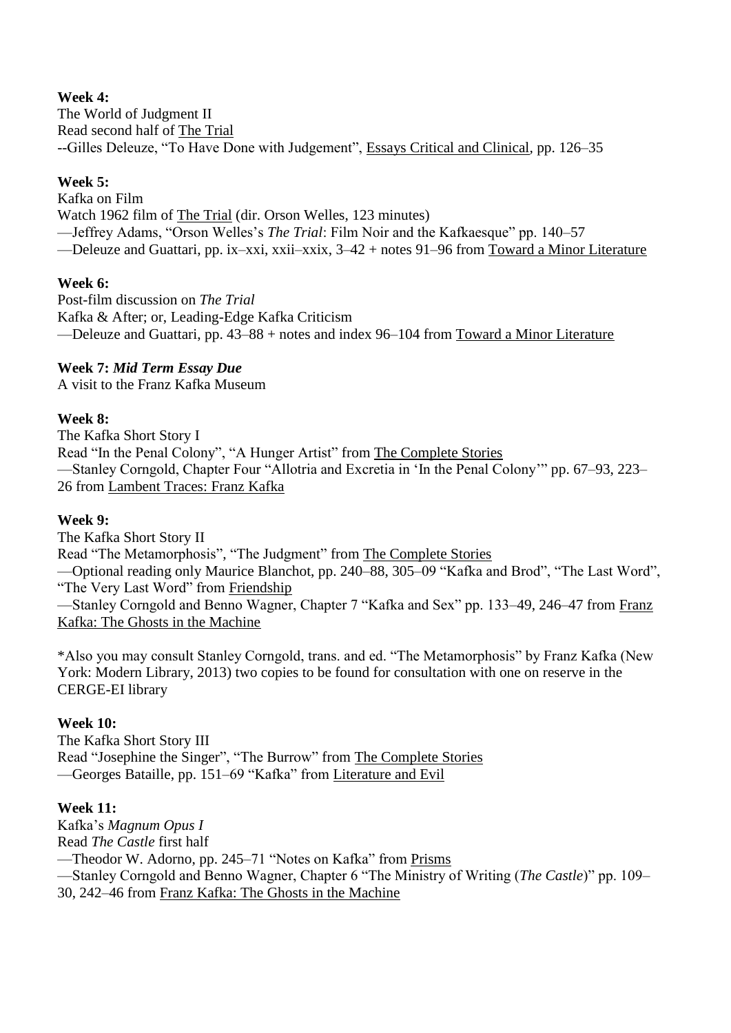**Week 4:**
The World of Judgment II
Read second half of The Trial
--Gilles Deleuze, "To Have Done with Judgement", Essays Critical and Clinical, pp. 126–35

**Week 5:**
Kafka on Film
Watch 1962 film of The Trial (dir. Orson Welles, 123 minutes)
—Jeffrey Adams, "Orson Welles's *The Trial*: Film Noir and the Kafkaesque" pp. 140–57
—Deleuze and Guattari, pp. ix–xxi, xxii–xxix, 3–42 + notes 91–96 from Toward a Minor Literature

**Week 6:**
Post-film discussion on *The Trial*
Kafka & After; or, Leading-Edge Kafka Criticism
—Deleuze and Guattari, pp. 43–88 + notes and index 96–104 from Toward a Minor Literature

**Week 7:** ***Mid Term Essay Due***
A visit to the Franz Kafka Museum

**Week 8:**
The Kafka Short Story I
Read "In the Penal Colony", "A Hunger Artist" from The Complete Stories
—Stanley Corngold, Chapter Four "Allotria and Excretia in 'In the Penal Colony'" pp. 67–93, 223–26 from Lambent Traces: Franz Kafka

**Week 9:**
The Kafka Short Story II
Read "The Metamorphosis", "The Judgment" from The Complete Stories
—Optional reading only Maurice Blanchot, pp. 240–88, 305–09 "Kafka and Brod", "The Last Word", "The Very Last Word" from Friendship
—Stanley Corngold and Benno Wagner, Chapter 7 "Kafka and Sex" pp. 133–49, 246–47 from Franz Kafka: The Ghosts in the Machine

*Also you may consult Stanley Corngold, trans. and ed. "The Metamorphosis" by Franz Kafka (New York: Modern Library, 2013) two copies to be found for consultation with one on reserve in the CERGE-EI library

**Week 10:**
The Kafka Short Story III
Read "Josephine the Singer", "The Burrow" from The Complete Stories
—Georges Bataille, pp. 151–69 "Kafka" from Literature and Evil

**Week 11:**
Kafka's *Magnum Opus I*
Read *The Castle* first half
—Theodor W. Adorno, pp. 245–71 "Notes on Kafka" from Prisms
—Stanley Corngold and Benno Wagner, Chapter 6 "The Ministry of Writing (*The Castle*)" pp. 109–30, 242–46 from Franz Kafka: The Ghosts in the Machine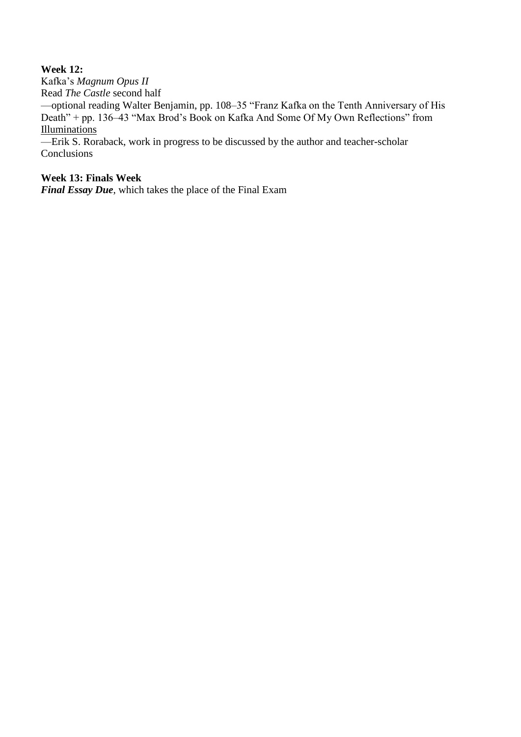**Week 12:**
Kafka's *Magnum Opus II*
Read *The Castle* second half
—optional reading Walter Benjamin, pp. 108–35 "Franz Kafka on the Tenth Anniversary of His Death" + pp. 136–43 "Max Brod's Book on Kafka And Some Of My Own Reflections" from <u>Illuminations</u>
—Erik S. Roraback, work in progress to be discussed by the author and teacher-scholar
Conclusions

**Week 13: Finals Week**
***Final Essay Due***, which takes the place of the Final Exam